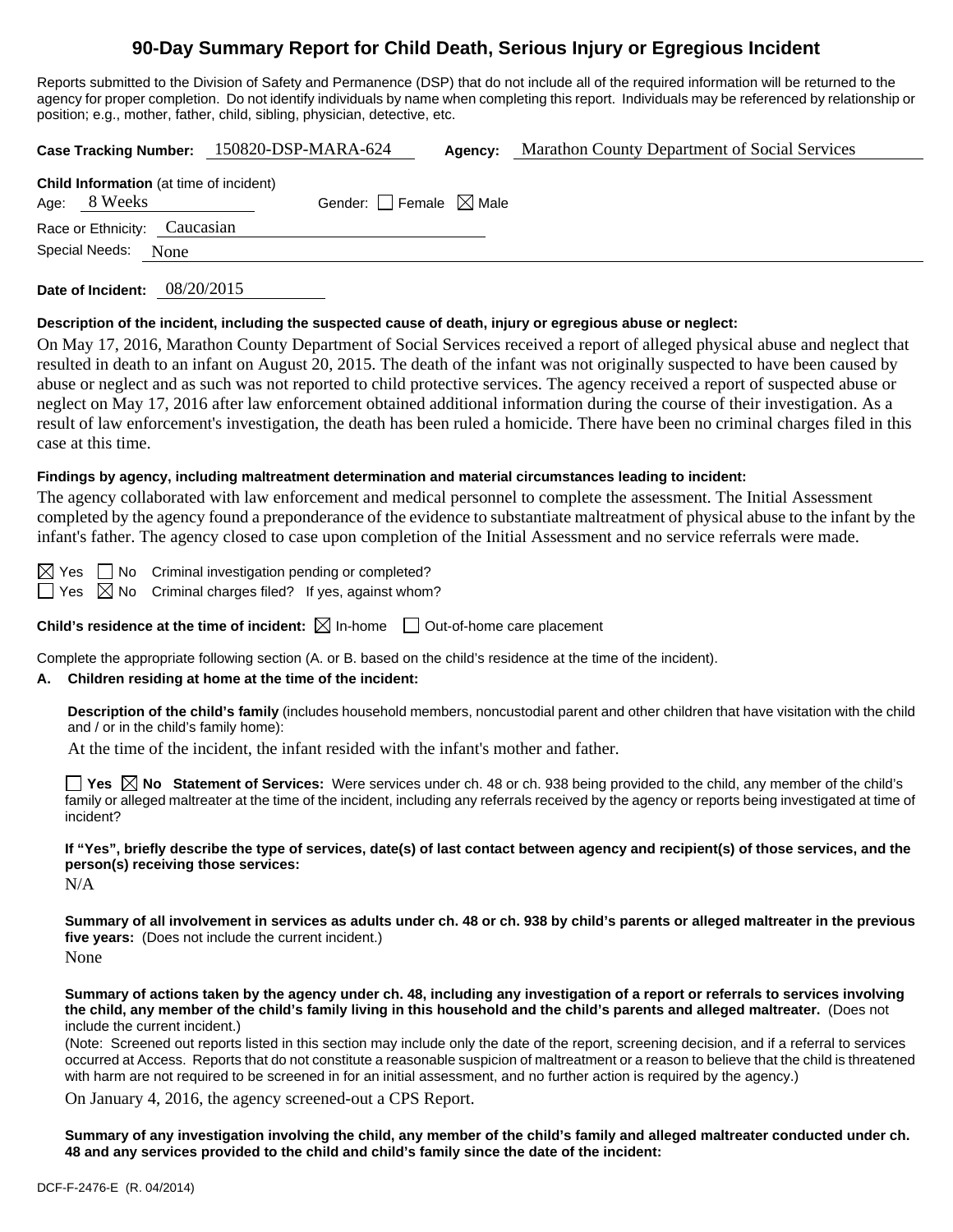# 90-Day Summary Report for Child Death, Serious Injury or Egregious Incident

Reports submitted to the Division of Safety and Permanence (DSP) that do not include all of the required information will be returned to the agency for proper completion. Do not identify individuals by name when completing this report. Individuals may be referenced by relationship or position; e.g., mother, father, child, sibling, physician, detective, etc.

**Case Tracking Number:** 150820-DSP-MARA-624 **Agency:** Marathon County Department of Social Services

**Child Information** (at time of incident)

Age: 8 Weeks Gender: ☐ Female ☒ Male

Race or Ethnicity: Caucasian

Special Needs: None

**Date of Incident:** 08/20/2015

**Description of the incident, including the suspected cause of death, injury or egregious abuse or neglect:**

On May 17, 2016, Marathon County Department of Social Services received a report of alleged physical abuse and neglect that resulted in death to an infant on August 20, 2015. The death of the infant was not originally suspected to have been caused by abuse or neglect and as such was not reported to child protective services. The agency received a report of suspected abuse or neglect on May 17, 2016 after law enforcement obtained additional information during the course of their investigation. As a result of law enforcement's investigation, the death has been ruled a homicide. There have been no criminal charges filed in this case at this time.

**Findings by agency, including maltreatment determination and material circumstances leading to incident:**

The agency collaborated with law enforcement and medical personnel to complete the assessment. The Initial Assessment completed by the agency found a preponderance of the evidence to substantiate maltreatment of physical abuse to the infant by the infant's father. The agency closed to case upon completion of the Initial Assessment and no service referrals were made.

☒ Yes ☐ No Criminal investigation pending or completed?

☐ Yes ☒ No Criminal charges filed? If yes, against whom?

**Child's residence at the time of incident:** ☒ In-home ☐ Out-of-home care placement

Complete the appropriate following section (A. or B. based on the child's residence at the time of the incident).

**A. Children residing at home at the time of the incident:**

**Description of the child's family** (includes household members, noncustodial parent and other children that have visitation with the child and / or in the child's family home):

At the time of the incident, the infant resided with the infant's mother and father.

☐ **Yes** ☒ **No** **Statement of Services:** Were services under ch. 48 or ch. 938 being provided to the child, any member of the child's family or alleged maltreater at the time of the incident, including any referrals received by the agency or reports being investigated at time of incident?

**If "Yes", briefly describe the type of services, date(s) of last contact between agency and recipient(s) of those services, and the person(s) receiving those services:**

N/A

**Summary of all involvement in services as adults under ch. 48 or ch. 938 by child's parents or alleged maltreater in the previous five years:** (Does not include the current incident.)

None

**Summary of actions taken by the agency under ch. 48, including any investigation of a report or referrals to services involving the child, any member of the child's family living in this household and the child's parents and alleged maltreater.** (Does not include the current incident.)

(Note: Screened out reports listed in this section may include only the date of the report, screening decision, and if a referral to services occurred at Access. Reports that do not constitute a reasonable suspicion of maltreatment or a reason to believe that the child is threatened with harm are not required to be screened in for an initial assessment, and no further action is required by the agency.)

On January 4, 2016, the agency screened-out a CPS Report.

**Summary of any investigation involving the child, any member of the child's family and alleged maltreater conducted under ch. 48 and any services provided to the child and child's family since the date of the incident:**

DCF-F-2476-E (R. 04/2014)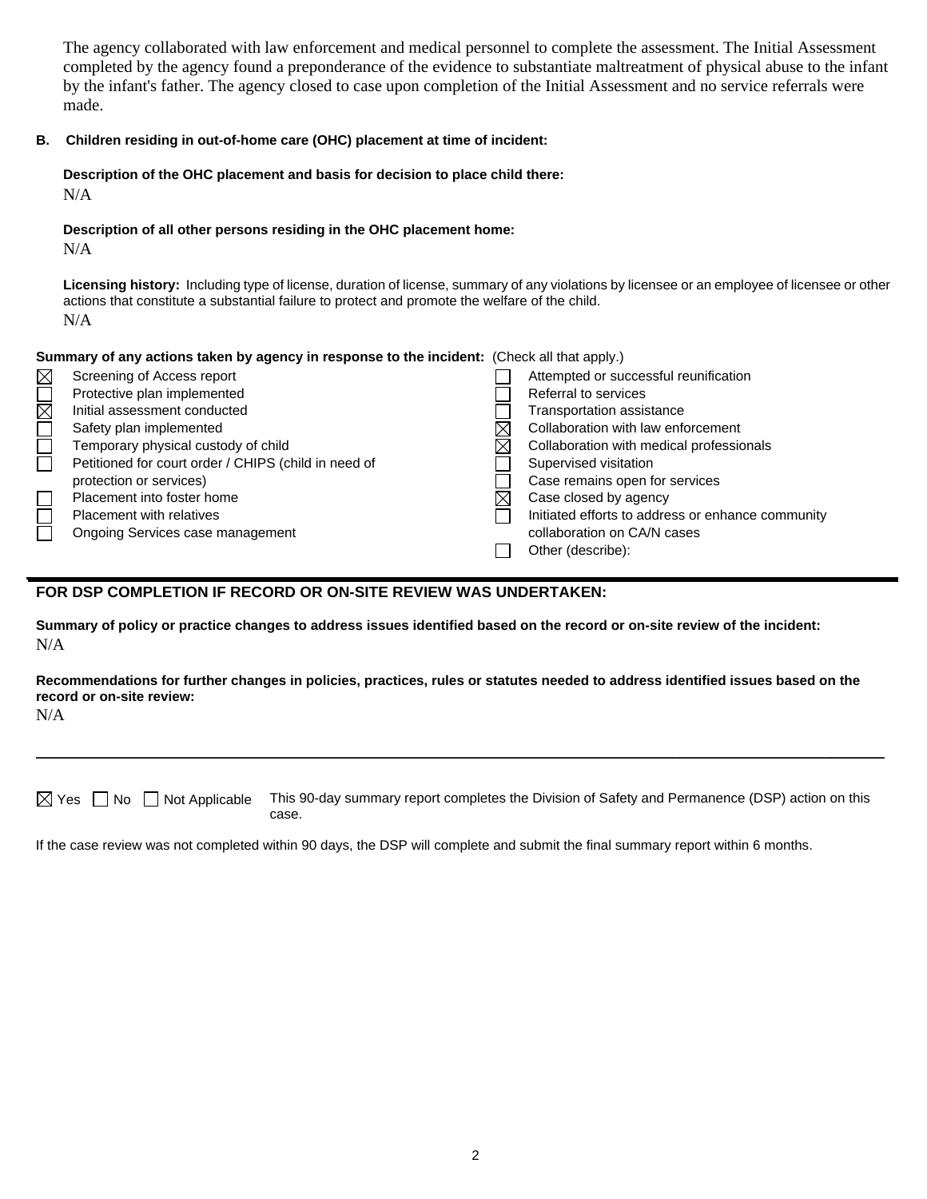The agency collaborated with law enforcement and medical personnel to complete the assessment. The Initial Assessment completed by the agency found a preponderance of the evidence to substantiate maltreatment of physical abuse to the infant by the infant's father. The agency closed to case upon completion of the Initial Assessment and no service referrals were made.

**B. Children residing in out-of-home care (OHC) placement at time of incident:**

**Description of the OHC placement and basis for decision to place child there:**
N/A

**Description of all other persons residing in the OHC placement home:**
N/A

**Licensing history:** Including type of license, duration of license, summary of any violations by licensee or an employee of licensee or other actions that constitute a substantial failure to protect and promote the welfare of the child.
N/A

**Summary of any actions taken by agency in response to the incident:** (Check all that apply.)

- ☒ Screening of Access report
- ☐ Protective plan implemented
- ☒ Initial assessment conducted
- ☐ Safety plan implemented
- ☐ Temporary physical custody of child
- ☐ Petitioned for court order / CHIPS (child in need of protection or services)
- ☐ Placement into foster home
- ☐ Placement with relatives
- ☐ Ongoing Services case management
- ☐ Attempted or successful reunification
- ☐ Referral to services
- ☐ Transportation assistance
- ☒ Collaboration with law enforcement
- ☒ Collaboration with medical professionals
- ☐ Supervised visitation
- ☐ Case remains open for services
- ☒ Case closed by agency
- ☐ Initiated efforts to address or enhance community collaboration on CA/N cases
- ☐ Other (describe):

---

## FOR DSP COMPLETION IF RECORD OR ON-SITE REVIEW WAS UNDERTAKEN:

**Summary of policy or practice changes to address issues identified based on the record or on-site review of the incident:**
N/A

**Recommendations for further changes in policies, practices, rules or statutes needed to address identified issues based on the record or on-site review:**
N/A

---

☒ Yes ☐ No ☐ Not Applicable This 90-day summary report completes the Division of Safety and Permanence (DSP) action on this case.

If the case review was not completed within 90 days, the DSP will complete and submit the final summary report within 6 months.